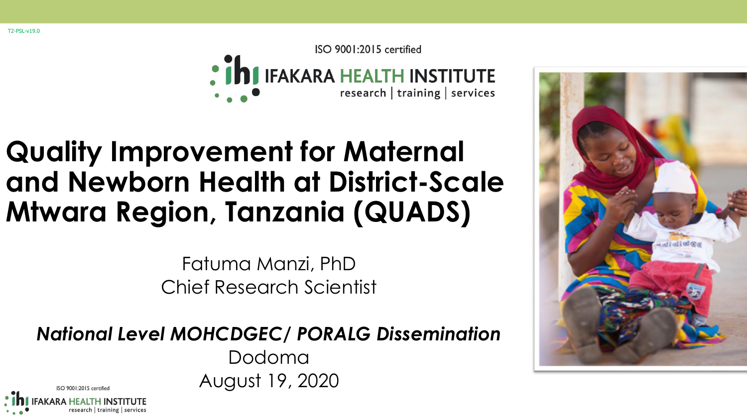T2-PSL-v19.0

ISO 9001:2015 certified

IFAKARA HEALTH INSTITUTE
research | training | services

# Quality Improvement for Maternal and Newborn Health at District-Scale Mtwara Region, Tanzania (QUADS)

Fatuma Manzi, PhD
Chief Research Scientist

***National Level MOHCDGEC/ PORALG Dissemination***

Dodoma
August 19, 2020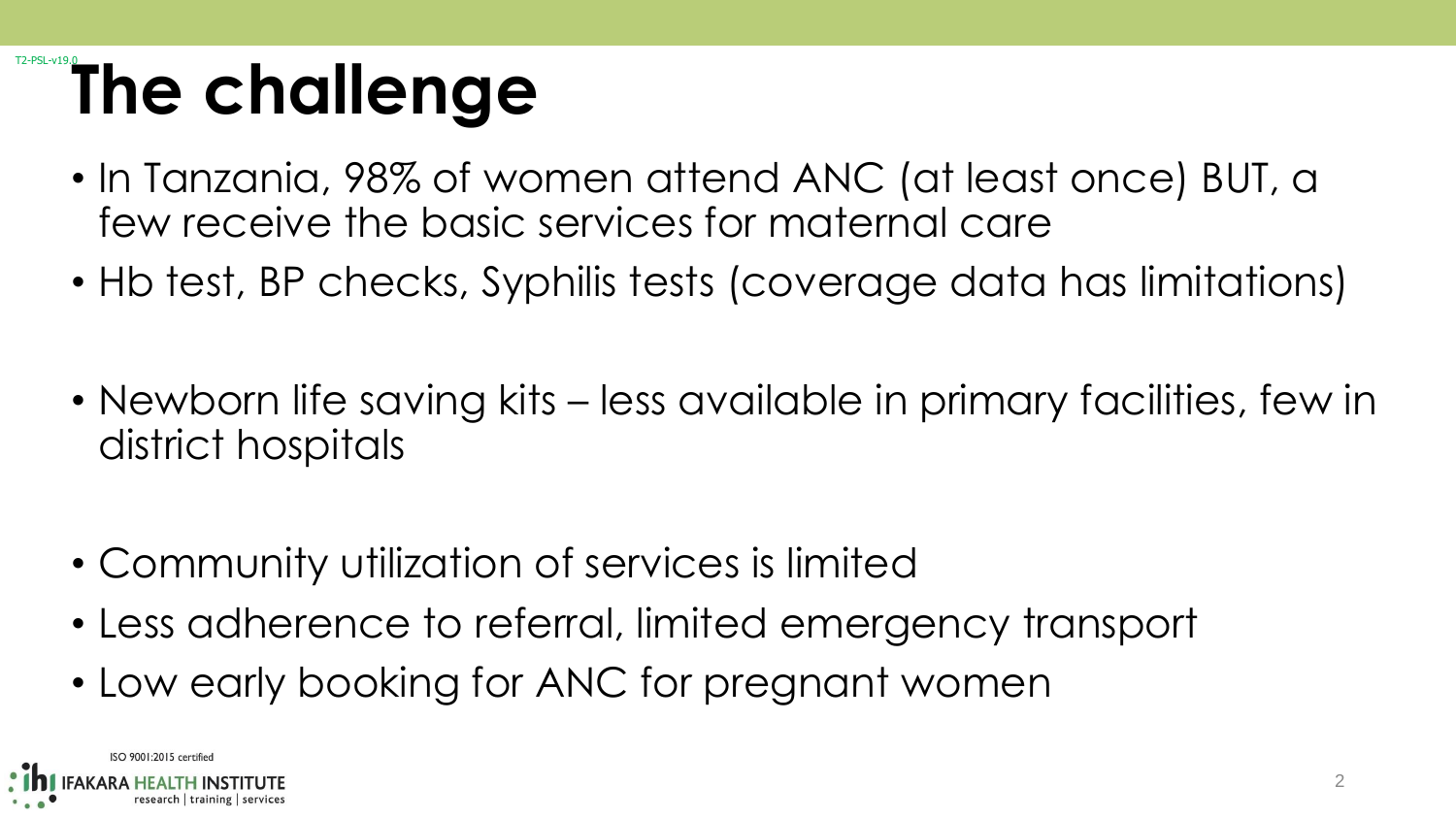# The challenge

- In Tanzania, 98% of women attend ANC (at least once) BUT, a few receive the basic services for maternal care
- Hb test, BP checks, Syphilis tests (coverage data has limitations)

- Newborn life saving kits – less available in primary facilities, few in district hospitals

- Community utilization of services is limited
- Less adherence to referral, limited emergency transport
- Low early booking for ANC for pregnant women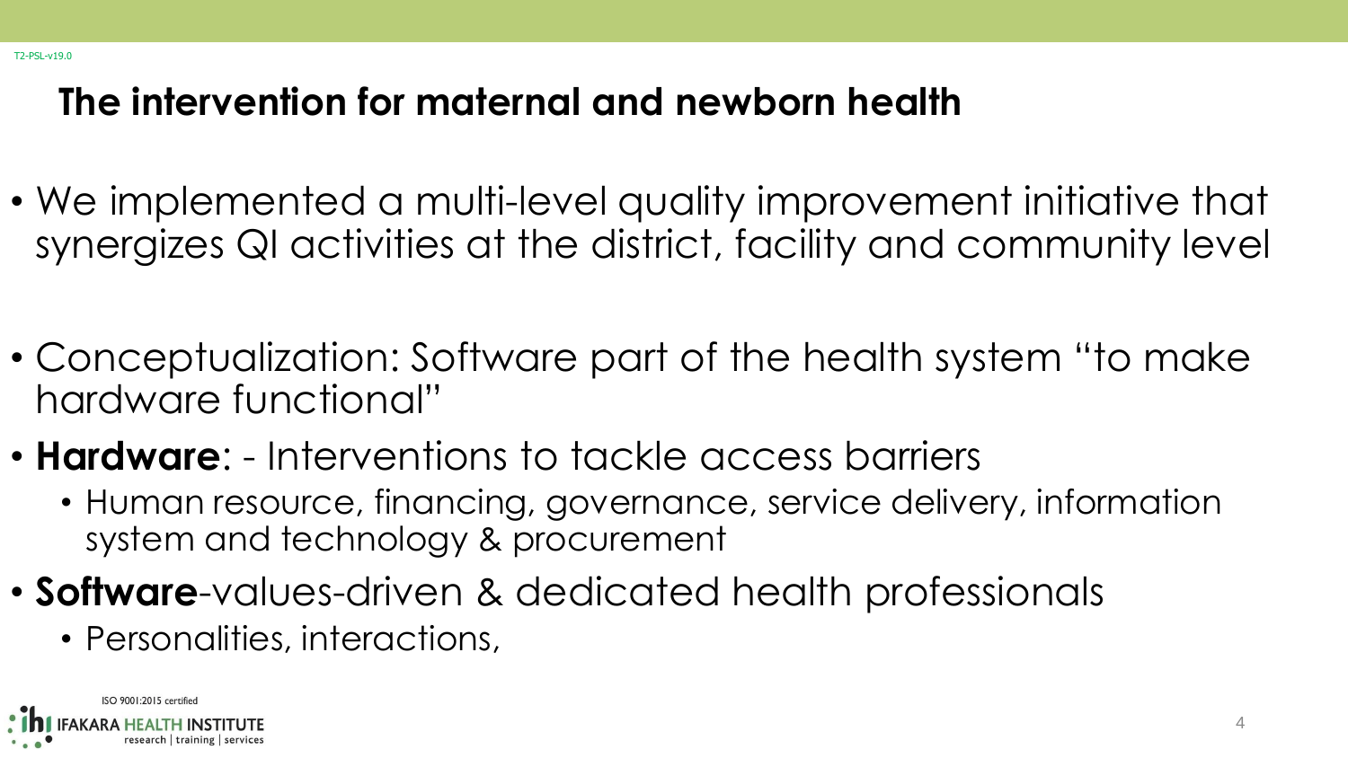## The intervention for maternal and newborn health

- We implemented a multi-level quality improvement initiative that synergizes QI activities at the district, facility and community level

- Conceptualization: Software part of the health system "to make hardware functional"
- **Hardware**: - Interventions to tackle access barriers
  - Human resource, financing, governance, service delivery, information system and technology & procurement
- **Software**-values-driven & dedicated health professionals
  - Personalities, interactions,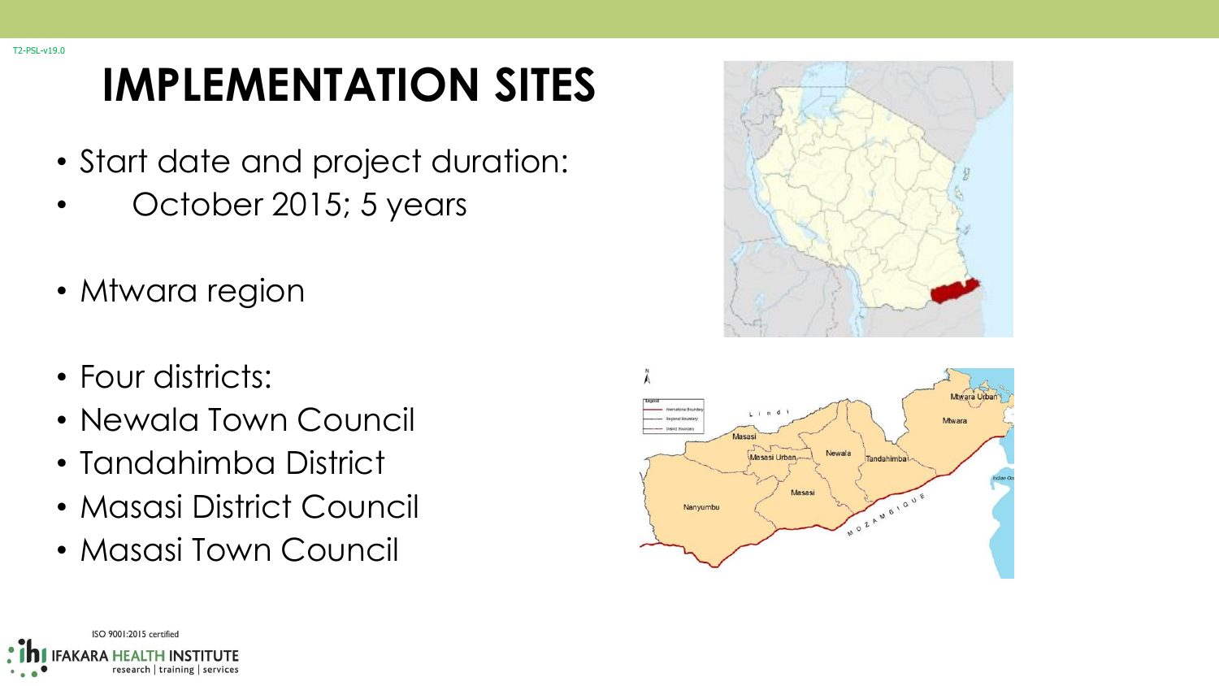# IMPLEMENTATION SITES

- Start date and project duration:
- October 2015; 5 years

- Mtwara region

- Four districts:
- Newala Town Council
- Tandahimba District
- Masasi District Council
- Masasi Town Council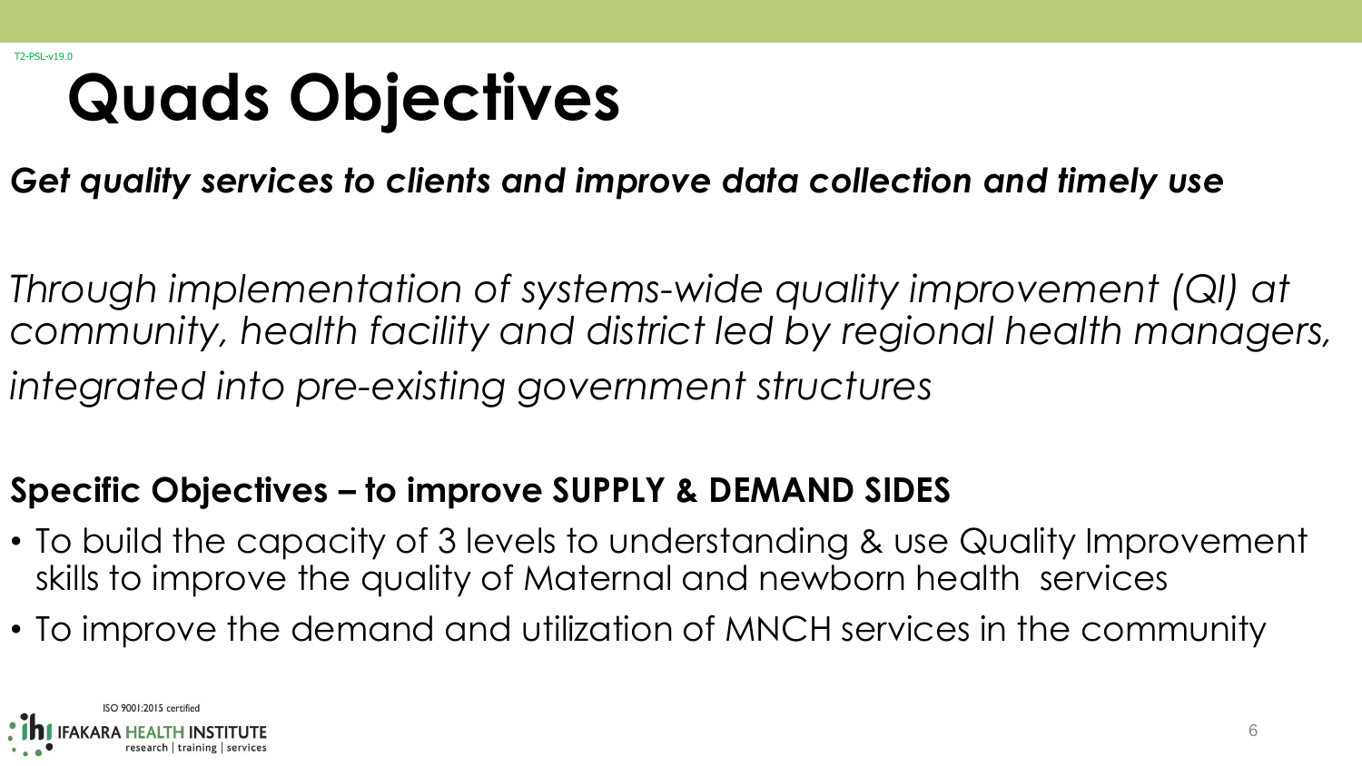# Quads Objectives

***Get quality services to clients and improve data collection and timely use***

*Through implementation of systems-wide quality improvement (QI) at community, health facility and district led by regional health managers, integrated into pre-existing government structures*

**Specific Objectives – to improve SUPPLY & DEMAND SIDES**

- To build the capacity of 3 levels to understanding & use Quality Improvement skills to improve the quality of Maternal and newborn health services
- To improve the demand and utilization of MNCH services in the community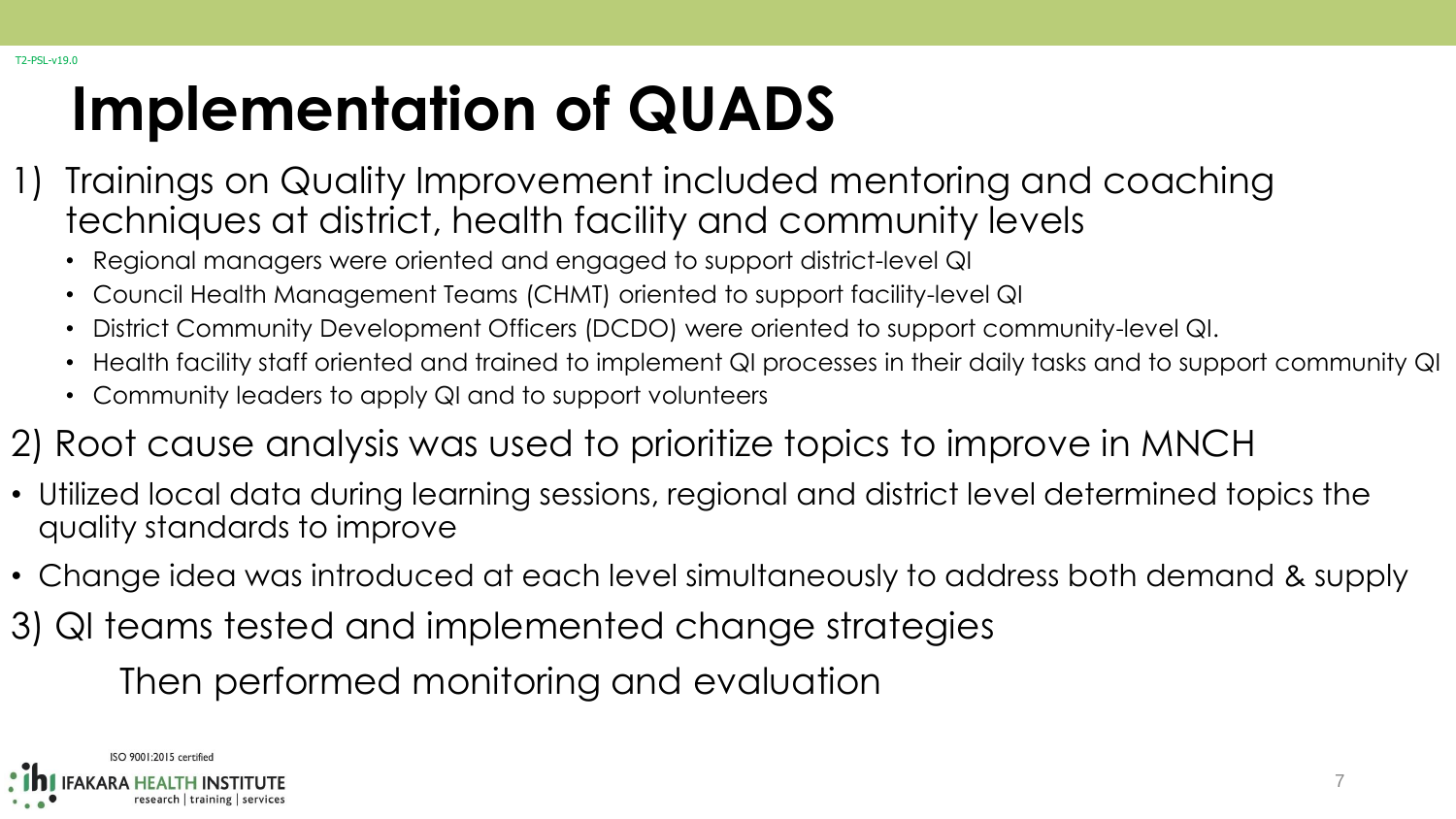# Implementation of QUADS

1) Trainings on Quality Improvement included mentoring and coaching techniques at district, health facility and community levels
   - Regional managers were oriented and engaged to support district-level QI
   - Council Health Management Teams (CHMT) oriented to support facility-level QI
   - District Community Development Officers (DCDO) were oriented to support community-level QI.
   - Health facility staff oriented and trained to implement QI processes in their daily tasks and to support community QI
   - Community leaders to apply QI and to support volunteers

2) Root cause analysis was used to prioritize topics to improve in MNCH

- Utilized local data during learning sessions, regional and district level determined topics the quality standards to improve
- Change idea was introduced at each level simultaneously to address both demand & supply

3) QI teams tested and implemented change strategies

   Then performed monitoring and evaluation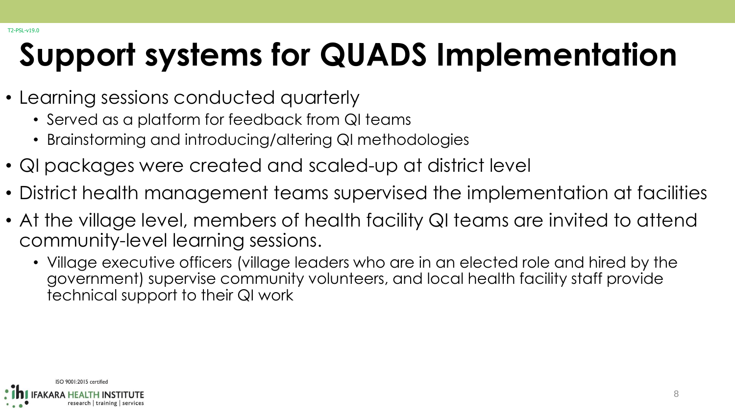# Support systems for QUADS Implementation

- Learning sessions conducted quarterly
  - Served as a platform for feedback from QI teams
  - Brainstorming and introducing/altering QI methodologies
- QI packages were created and scaled-up at district level
- District health management teams supervised the implementation at facilities
- At the village level, members of health facility QI teams are invited to attend community-level learning sessions.
  - Village executive officers (village leaders who are in an elected role and hired by the government) supervise community volunteers, and local health facility staff provide technical support to their QI work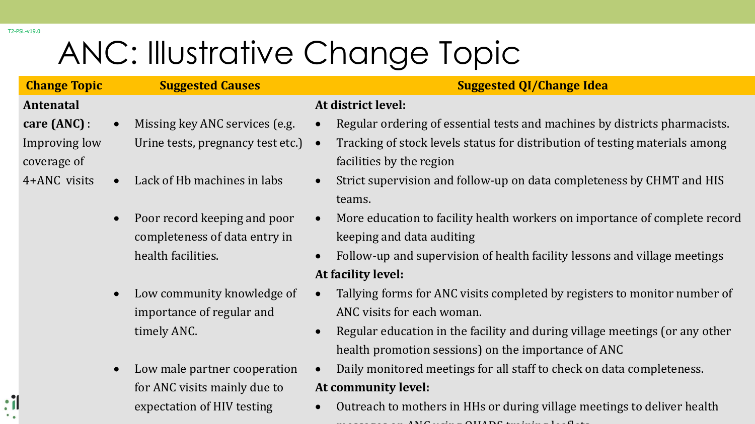# ANC: Illustrative Change Topic

| Change Topic | Suggested Causes | Suggested QI/Change Idea |
|---|---|---|
| **Antenatal care (ANC)** : Improving low coverage of 4+ANC visits | • Missing key ANC services (e.g. Urine tests, pregnancy test etc.)<br>• Lack of Hb machines in labs<br>• Poor record keeping and poor completeness of data entry in health facilities.<br>• Low community knowledge of importance of regular and timely ANC.<br>• Low male partner cooperation for ANC visits mainly due to expectation of HIV testing | **At district level:**<br>• Regular ordering of essential tests and machines by districts pharmacists.<br>• Tracking of stock levels status for distribution of testing materials among facilities by the region<br>• Strict supervision and follow-up on data completeness by CHMT and HIS teams.<br>• More education to facility health workers on importance of complete record keeping and data auditing<br>• Follow-up and supervision of health facility lessons and village meetings<br>**At facility level:**<br>• Tallying forms for ANC visits completed by registers to monitor number of ANC visits for each woman.<br>• Regular education in the facility and during village meetings (or any other health promotion sessions) on the importance of ANC<br>• Daily monitored meetings for all staff to check on data completeness.<br>**At community level:**<br>• Outreach to mothers in HHs or during village meetings to deliver health messages on ANC using QUADS training leaflets |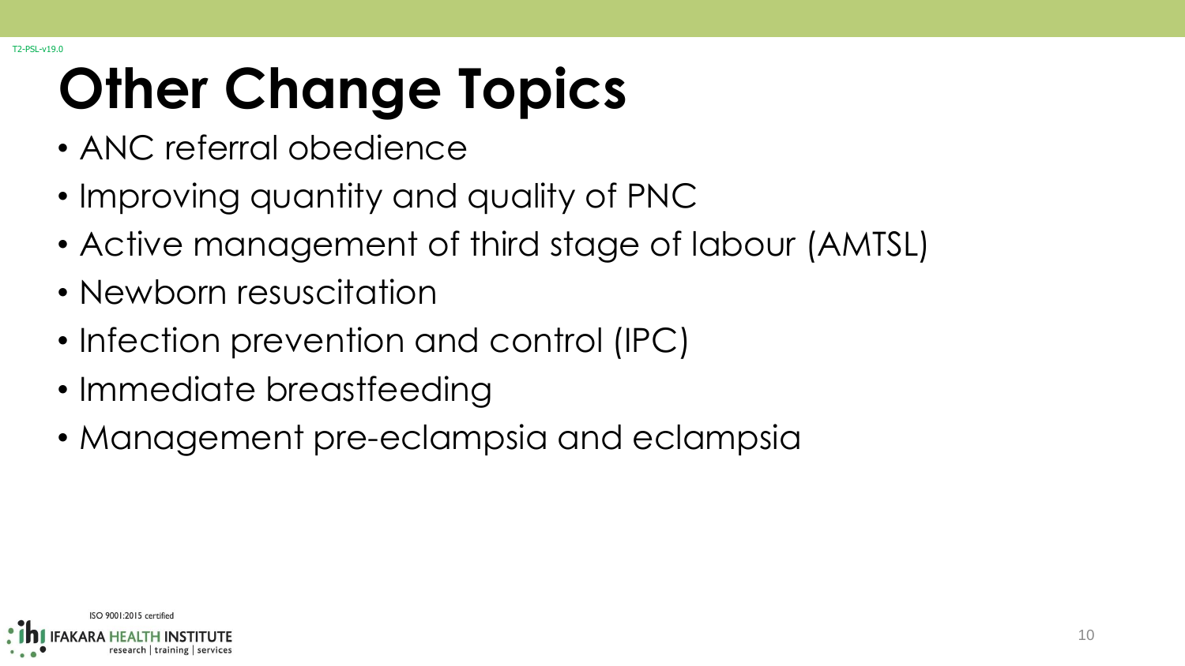# Other Change Topics

- ANC referral obedience
- Improving quantity and quality of PNC
- Active management of third stage of labour (AMTSL)
- Newborn resuscitation
- Infection prevention and control (IPC)
- Immediate breastfeeding
- Management pre-eclampsia and eclampsia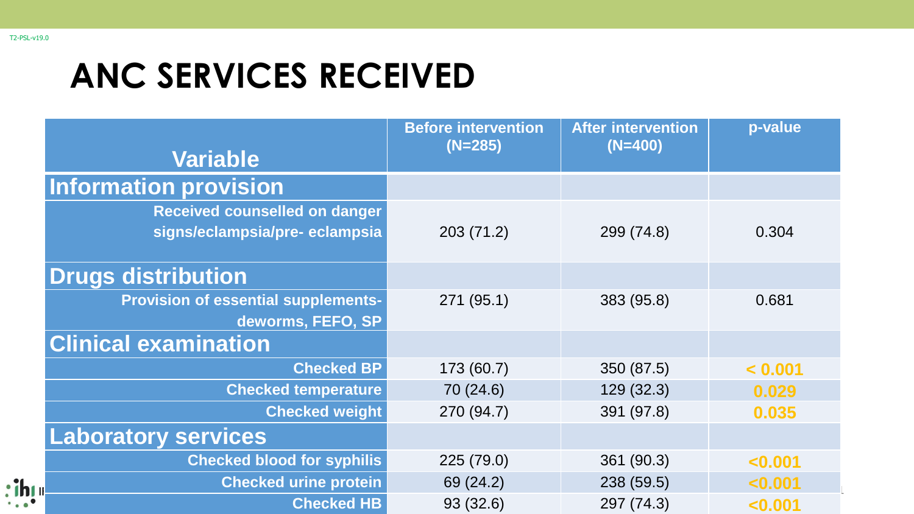# ANC SERVICES RECEIVED

| Variable | Before intervention (N=285) | After intervention (N=400) | p-value |
|---|---|---|---|
| **Information provision** | | | |
| Received counselled on danger signs/eclampsia/pre- eclampsia | 203 (71.2) | 299 (74.8) | 0.304 |
| **Drugs distribution** | | | |
| Provision of essential supplements- deworms, FEFO, SP | 271 (95.1) | 383 (95.8) | 0.681 |
| **Clinical examination** | | | |
| Checked BP | 173 (60.7) | 350 (87.5) | < 0.001 |
| Checked temperature | 70 (24.6) | 129 (32.3) | 0.029 |
| Checked weight | 270 (94.7) | 391 (97.8) | 0.035 |
| **Laboratory services** | | | |
| Checked blood for syphilis | 225 (79.0) | 361 (90.3) | <0.001 |
| Checked urine protein | 69 (24.2) | 238 (59.5) | <0.001 |
| Checked HB | 93 (32.6) | 297 (74.3) | <0.001 |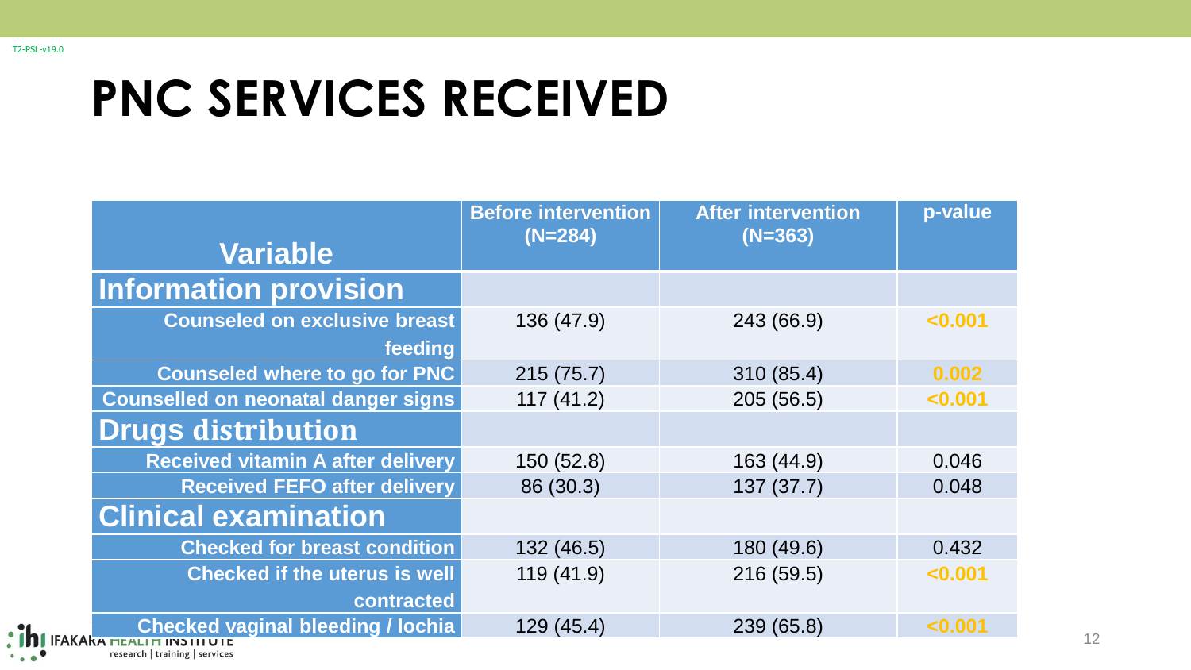# PNC SERVICES RECEIVED

| Variable | Before intervention (N=284) | After intervention (N=363) | p-value |
|---|---|---|---|
| **Information provision** | | | |
| Counseled on exclusive breast feeding | 136 (47.9) | 243 (66.9) | <0.001 |
| Counseled where to go for PNC | 215 (75.7) | 310 (85.4) | 0.002 |
| Counselled on neonatal danger signs | 117 (41.2) | 205 (56.5) | <0.001 |
| **Drugs distribution** | | | |
| Received vitamin A after delivery | 150 (52.8) | 163 (44.9) | 0.046 |
| Received FEFO after delivery | 86 (30.3) | 137 (37.7) | 0.048 |
| **Clinical examination** | | | |
| Checked for breast condition | 132 (46.5) | 180 (49.6) | 0.432 |
| Checked if the uterus is well contracted | 119 (41.9) | 216 (59.5) | <0.001 |
| Checked vaginal bleeding / lochia | 129 (45.4) | 239 (65.8) | <0.001 |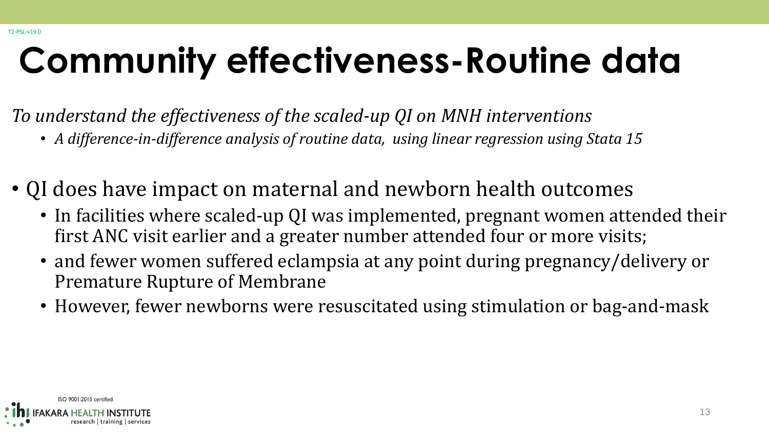# Community effectiveness-Routine data

*To understand the effectiveness of the scaled-up QI on MNH interventions*

- *A difference-in-difference analysis of routine data, using linear regression using Stata 15*

- QI does have impact on maternal and newborn health outcomes
  - In facilities where scaled-up QI was implemented, pregnant women attended their first ANC visit earlier and a greater number attended four or more visits;
  - and fewer women suffered eclampsia at any point during pregnancy/delivery or Premature Rupture of Membrane
  - However, fewer newborns were resuscitated using stimulation or bag-and-mask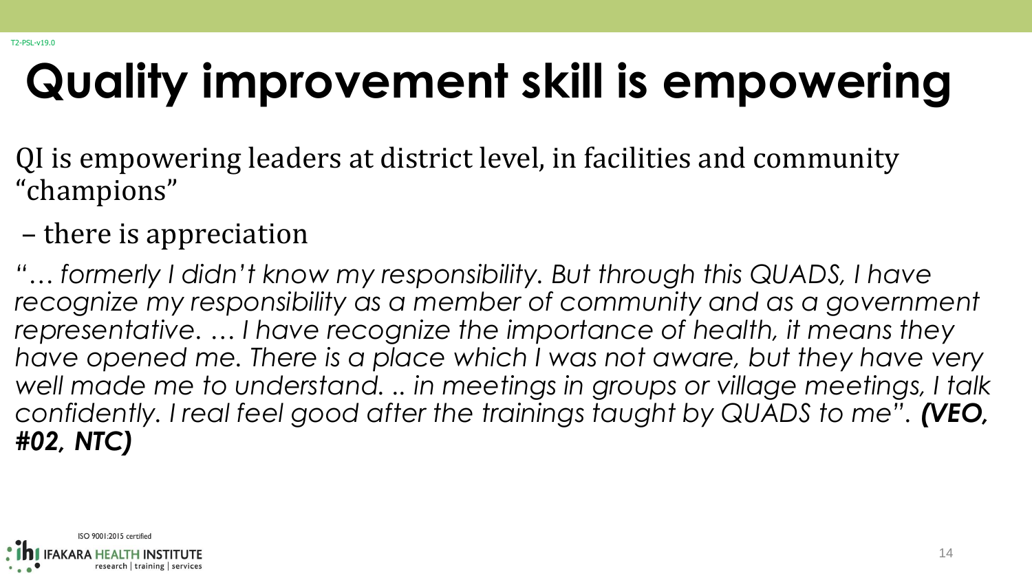# Quality improvement skill is empowering

QI is empowering leaders at district level, in facilities and community "champions"

– there is appreciation

*"… formerly I didn't know my responsibility. But through this QUADS, I have recognize my responsibility as a member of community and as a government representative. … I have recognize the importance of health, it means they have opened me. There is a place which I was not aware, but they have very well made me to understand. .. in meetings in groups or village meetings, I talk confidently. I real feel good after the trainings taught by QUADS to me".* ***(VEO, #02, NTC)***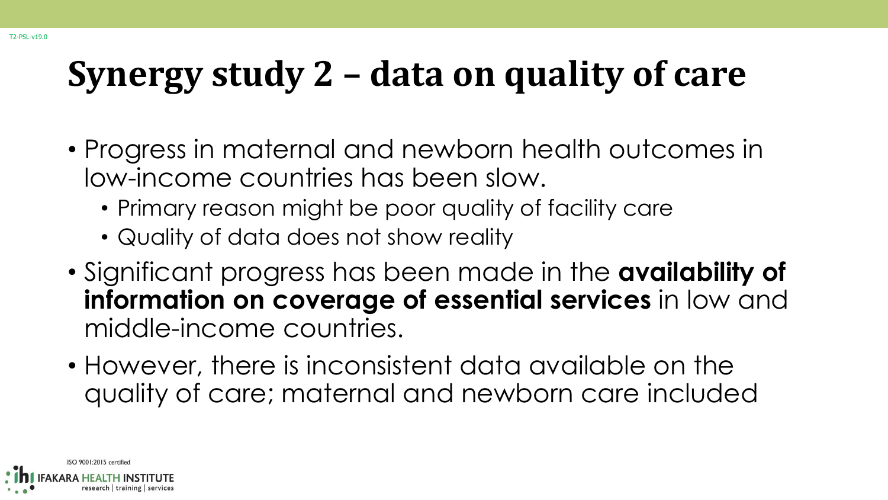# Synergy study 2 – data on quality of care

- Progress in maternal and newborn health outcomes in low-income countries has been slow.
  - Primary reason might be poor quality of facility care
  - Quality of data does not show reality
- Significant progress has been made in the **availability of information on coverage of essential services** in low and middle-income countries.
- However, there is inconsistent data available on the quality of care; maternal and newborn care included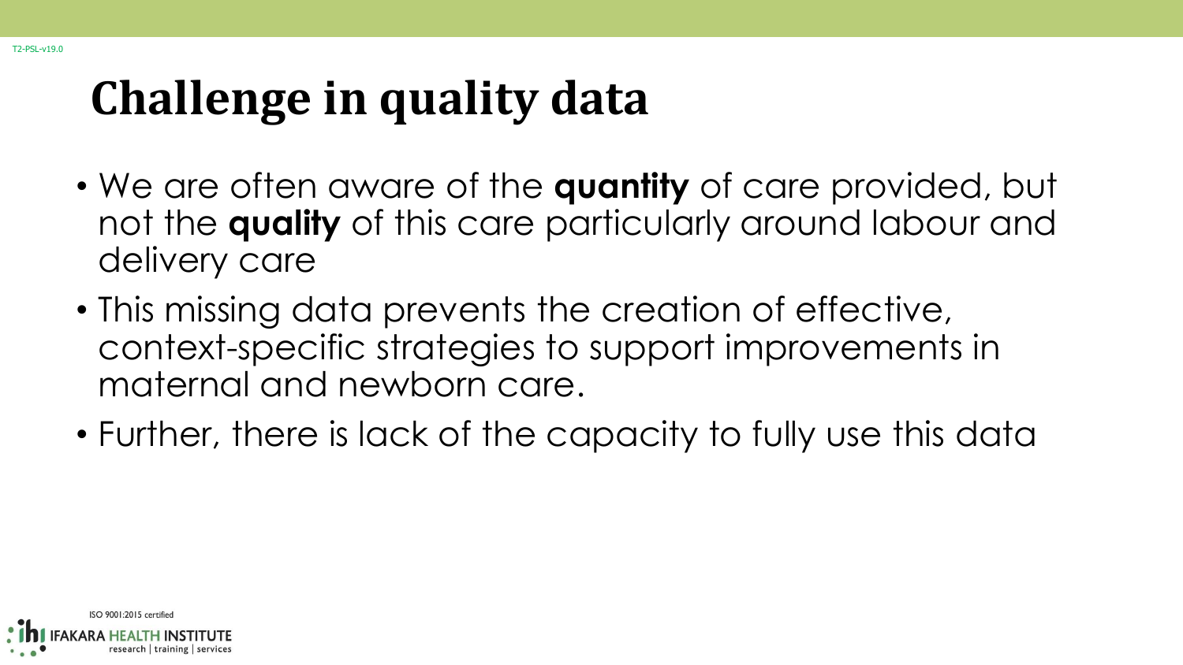# Challenge in quality data

- We are often aware of the **quantity** of care provided, but not the **quality** of this care particularly around labour and delivery care
- This missing data prevents the creation of effective, context-specific strategies to support improvements in maternal and newborn care.
- Further, there is lack of the capacity to fully use this data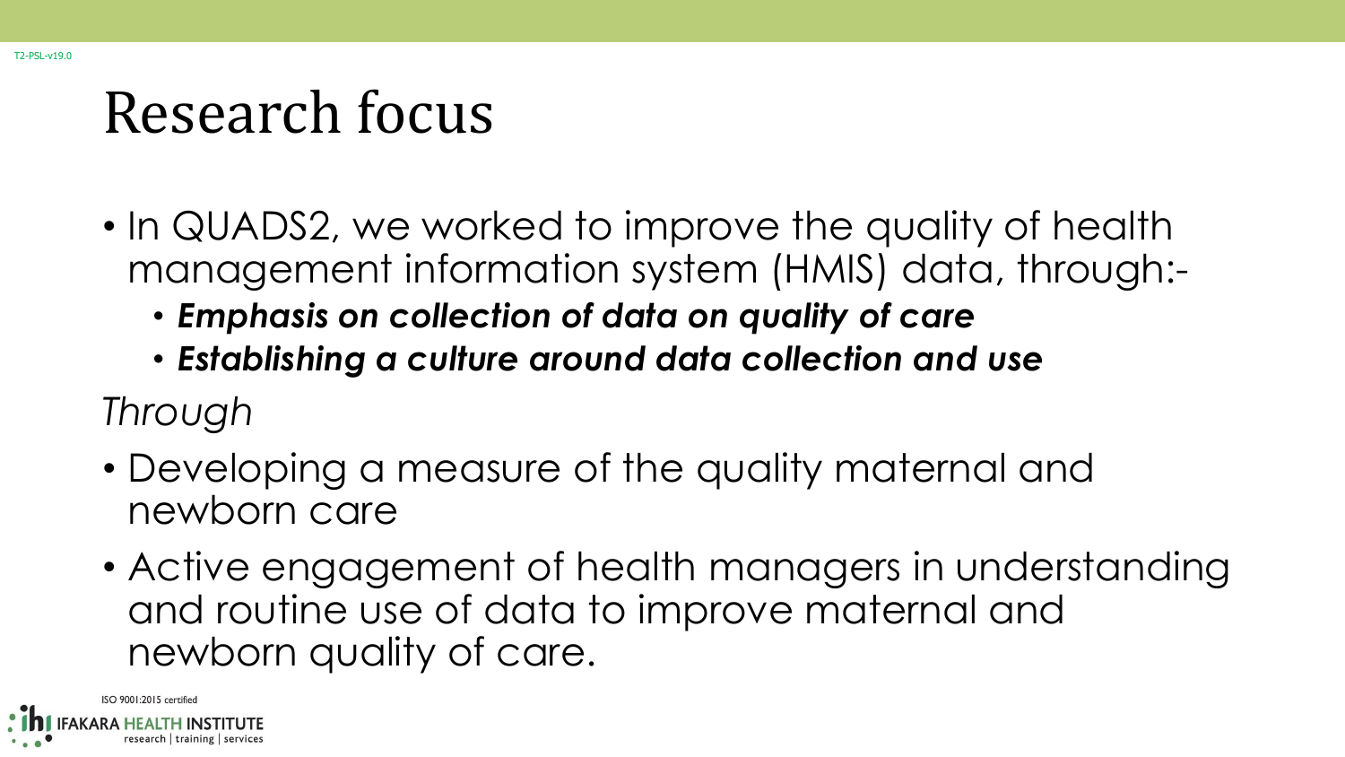# Research focus

- In QUADS2, we worked to improve the quality of health management information system (HMIS) data, through:-
  - ***Emphasis on collection of data on quality of care***
  - ***Establishing a culture around data collection and use***

*Through*

- Developing a measure of the quality maternal and newborn care
- Active engagement of health managers in understanding and routine use of data to improve maternal and newborn quality of care.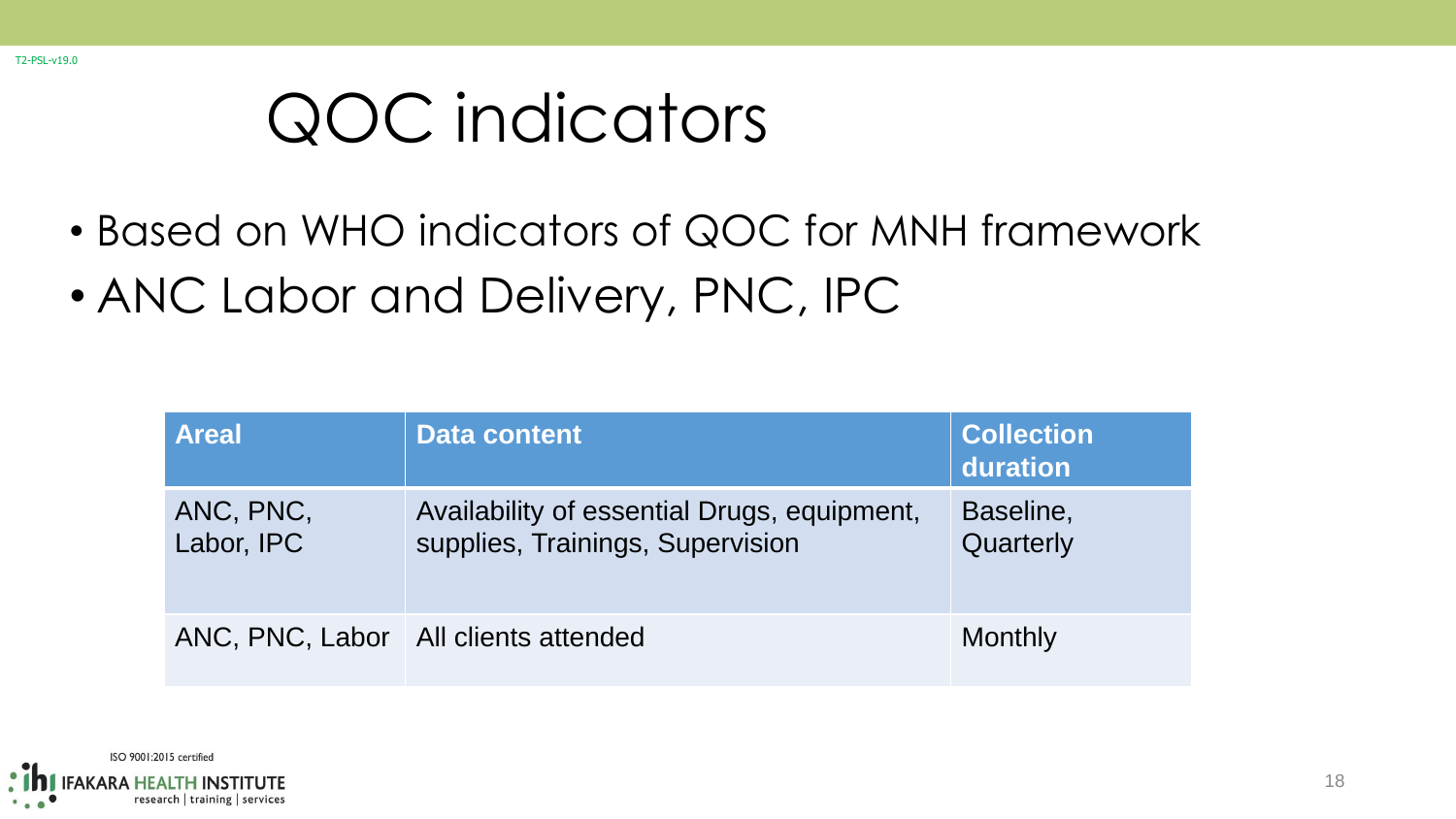# QOC indicators

- Based on WHO indicators of QOC for MNH framework
- ANC Labor and Delivery, PNC, IPC

| Areal | Data content | Collection duration |
|---|---|---|
| ANC, PNC, Labor, IPC | Availability of essential Drugs, equipment, supplies, Trainings, Supervision | Baseline, Quarterly |
| ANC, PNC, Labor | All clients attended | Monthly |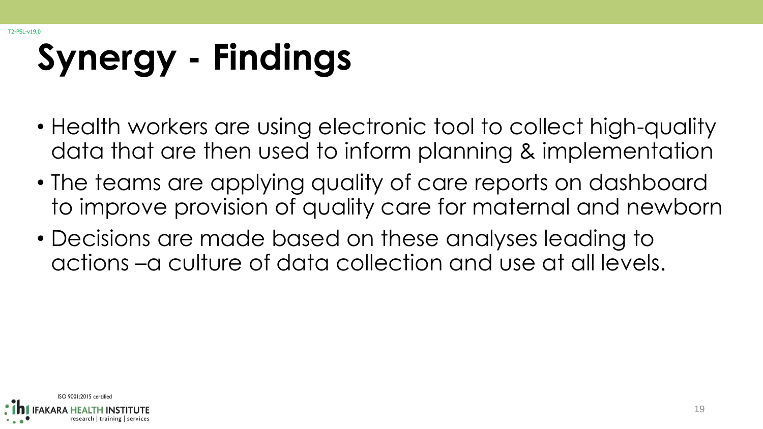# Synergy - Findings

- Health workers are using electronic tool to collect high-quality data that are then used to inform planning & implementation
- The teams are applying quality of care reports on dashboard to improve provision of quality care for maternal and newborn
- Decisions are made based on these analyses leading to actions –a culture of data collection and use at all levels.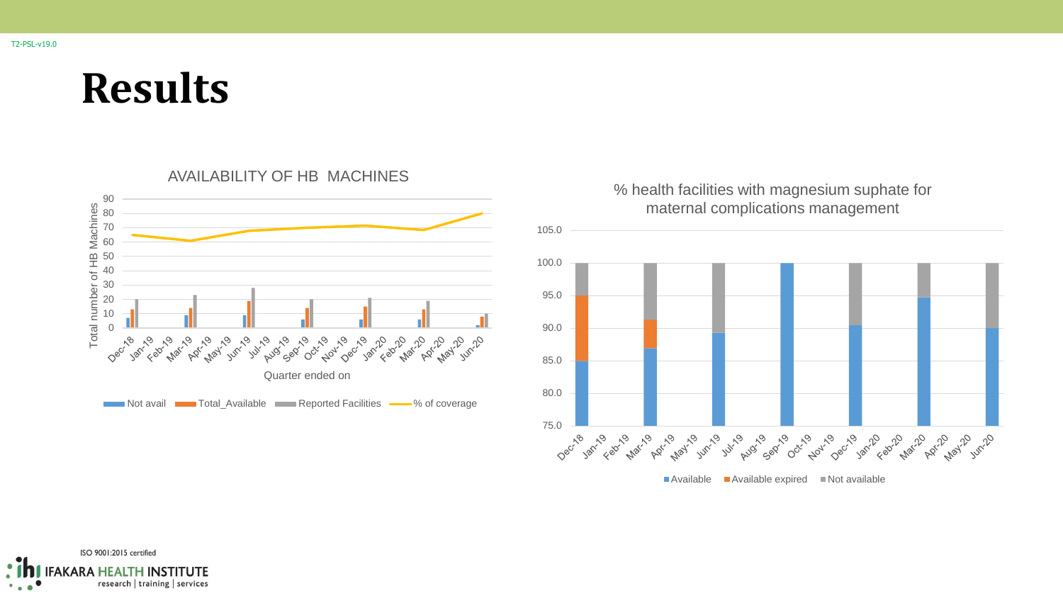# Results

AVAILABILITY OF HB MACHINES

Total number of HB Machines

Quarter ended on

Not avail | Total_Available | Reported Facilities | % of coverage

% health facilities with magnesium suphate for maternal complications management

Available | Available expired | Not available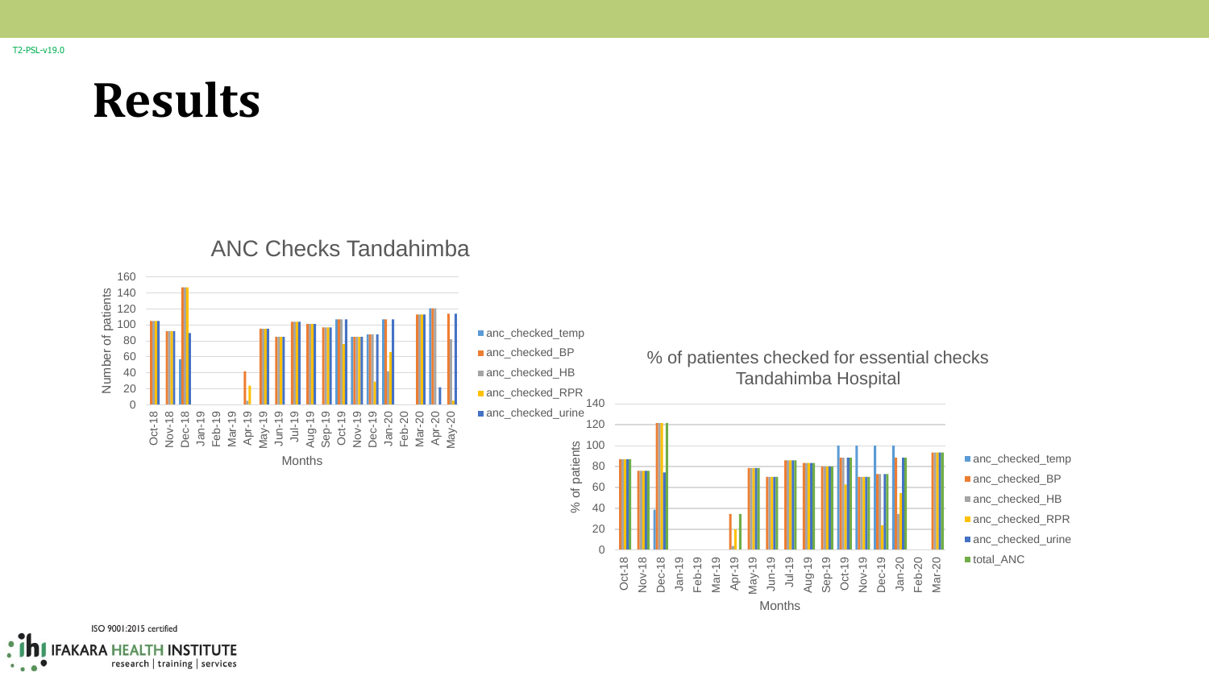# Results

ANC Checks Tandahimba

Number of patients

Months

- anc_checked_temp
- anc_checked_BP
- anc_checked_HB
- anc_checked_RPR
- anc_checked_urine

% of patientes checked for essential checks Tandahimba Hospital

% of patients

Months

- anc_checked_temp
- anc_checked_BP
- anc_checked_HB
- anc_checked_RPR
- anc_checked_urine
- total_ANC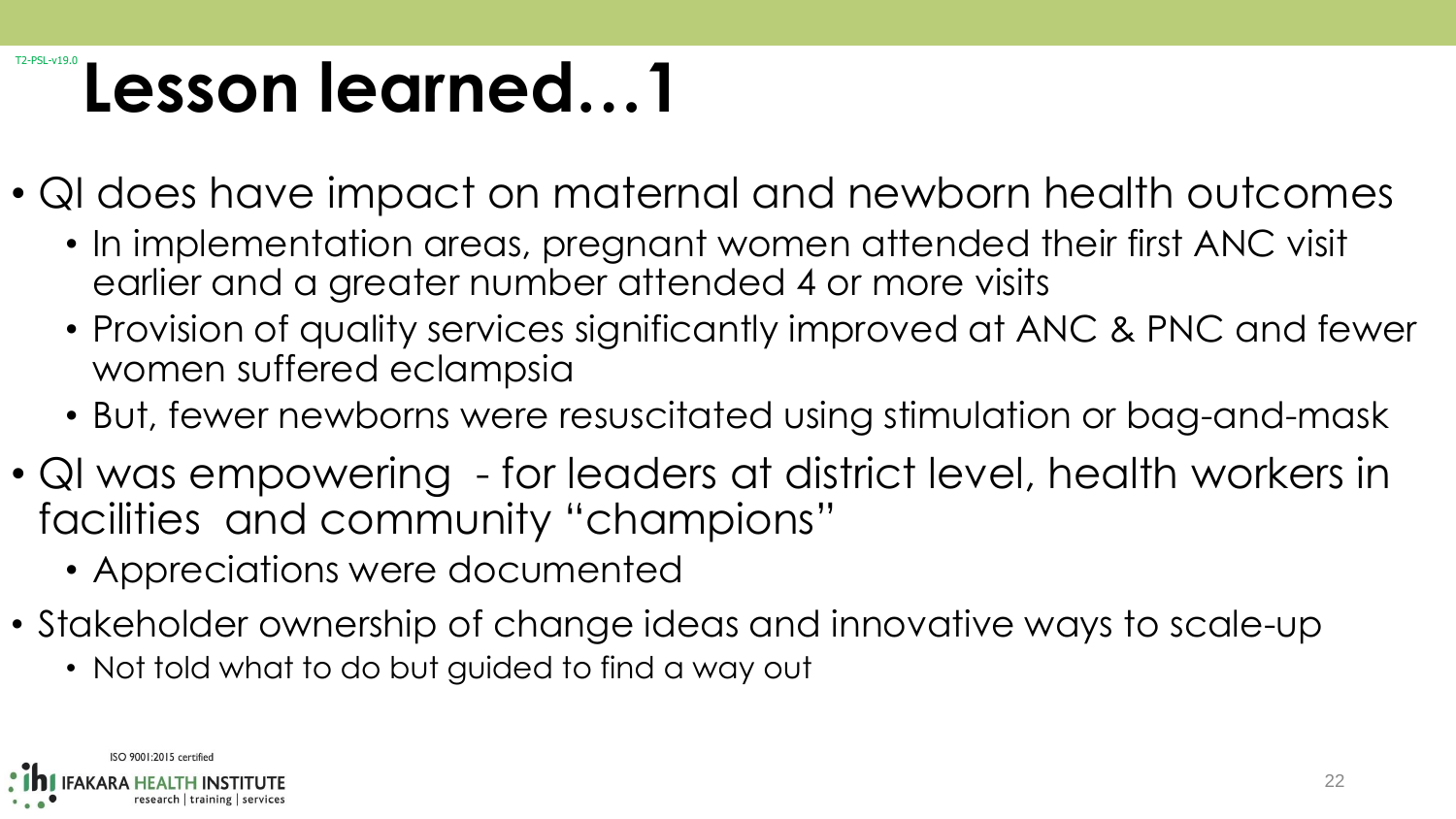# Lesson learned…1

- QI does have impact on maternal and newborn health outcomes
  - In implementation areas, pregnant women attended their first ANC visit earlier and a greater number attended 4 or more visits
  - Provision of quality services significantly improved at ANC & PNC and fewer women suffered eclampsia
  - But, fewer newborns were resuscitated using stimulation or bag-and-mask
- QI was empowering - for leaders at district level, health workers in facilities and community "champions"
  - Appreciations were documented
- Stakeholder ownership of change ideas and innovative ways to scale-up
  - Not told what to do but guided to find a way out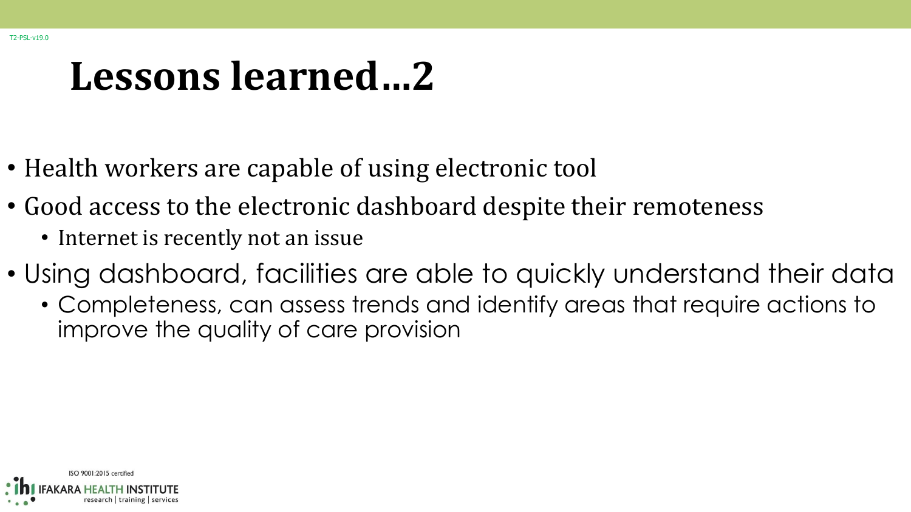# Lessons learned…2

- Health workers are capable of using electronic tool
- Good access to the electronic dashboard despite their remoteness
  - Internet is recently not an issue
- Using dashboard, facilities are able to quickly understand their data
  - Completeness, can assess trends and identify areas that require actions to improve the quality of care provision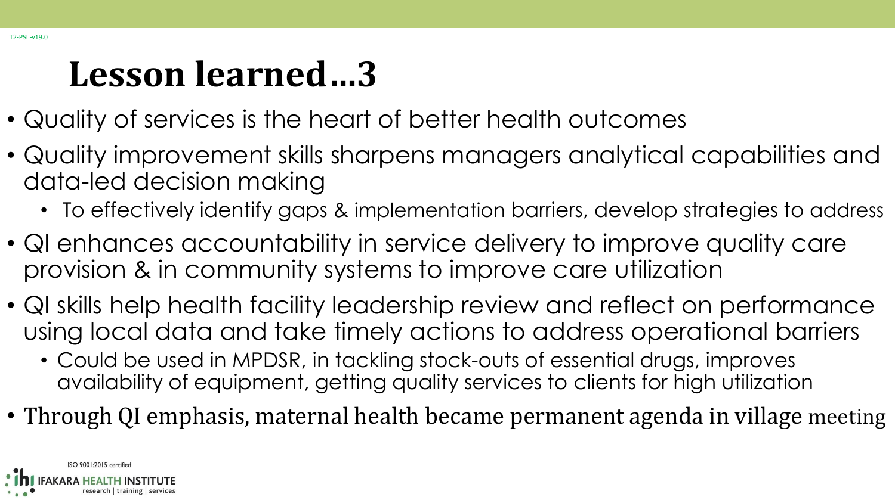# Lesson learned…3

- Quality of services is the heart of better health outcomes
- Quality improvement skills sharpens managers analytical capabilities and data-led decision making
  - To effectively identify gaps & implementation barriers, develop strategies to address
- QI enhances accountability in service delivery to improve quality care provision & in community systems to improve care utilization
- QI skills help health facility leadership review and reflect on performance using local data and take timely actions to address operational barriers
  - Could be used in MPDSR, in tackling stock-outs of essential drugs, improves availability of equipment, getting quality services to clients for high utilization
- Through QI emphasis, maternal health became permanent agenda in village meeting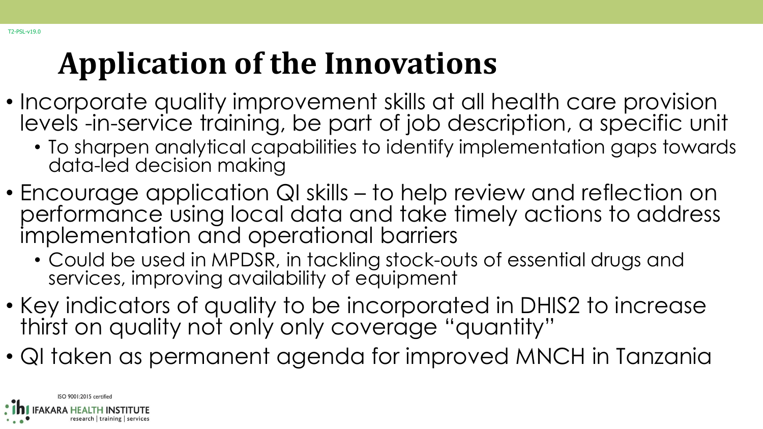# Application of the Innovations

- Incorporate quality improvement skills at all health care provision levels -in-service training, be part of job description, a specific unit
  - To sharpen analytical capabilities to identify implementation gaps towards data-led decision making
- Encourage application QI skills – to help review and reflection on performance using local data and take timely actions to address implementation and operational barriers
  - Could be used in MPDSR, in tackling stock-outs of essential drugs and services, improving availability of equipment
- Key indicators of quality to be incorporated in DHIS2 to increase thirst on quality not only only coverage "quantity"
- QI taken as permanent agenda for improved MNCH in Tanzania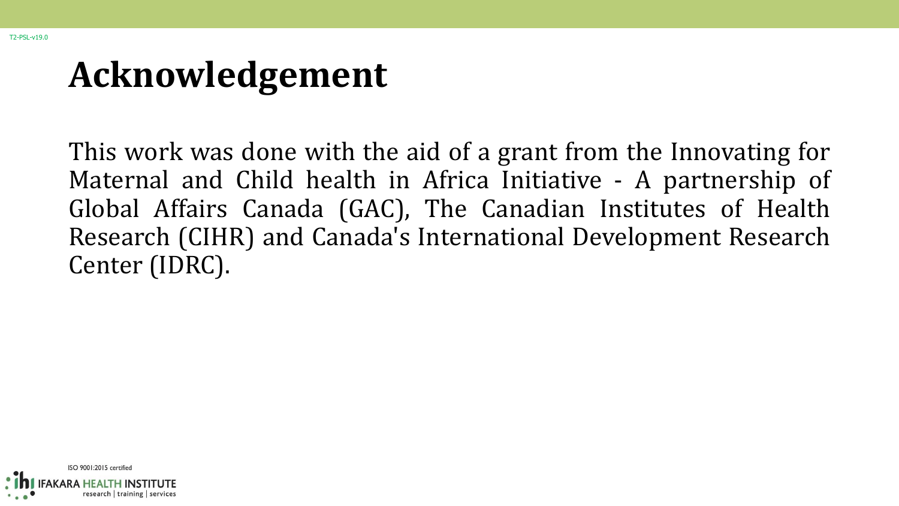# Acknowledgement

This work was done with the aid of a grant from the Innovating for Maternal and Child health in Africa Initiative - A partnership of Global Affairs Canada (GAC), The Canadian Institutes of Health Research (CIHR) and Canada's International Development Research Center (IDRC).